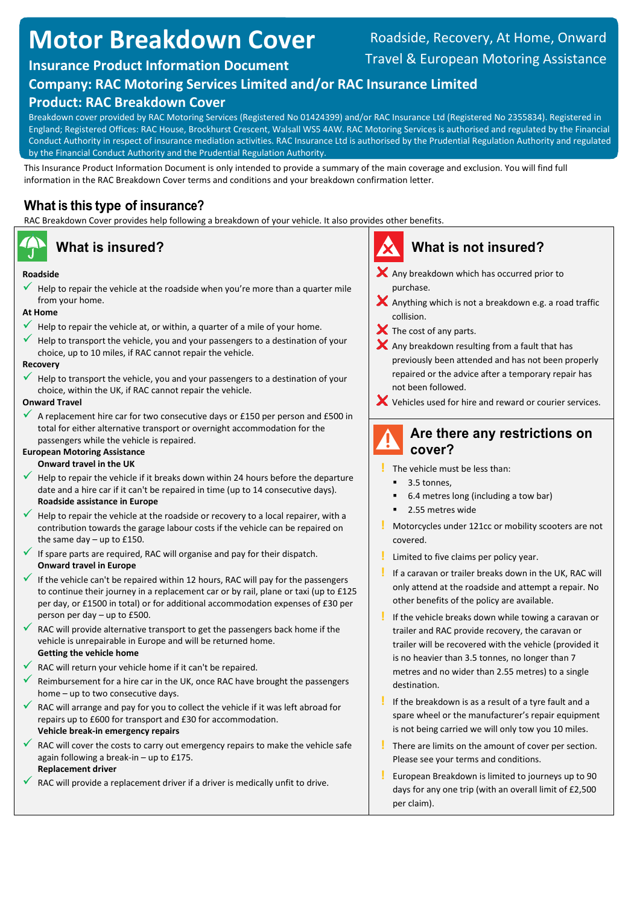# Motor Breakdown Cover

Roadside, Recovery, At Home, Onward Travel & European Motoring Assistance

## Insurance Product Information Document

## Company: RAC Motoring Services Limited and/or RAC Insurance Limited

## Product: RAC Breakdown Cover

Breakdown cover provided by RAC Motoring Services (Registered No 01424399) and/or RAC Insurance Ltd (Registered No 2355834). Registered in England; Registered Offices: RAC House, Brockhurst Crescent, Walsall WS5 4AW. RAC Motoring Services is authorised and regulated by the Financial Conduct Authority in respect of insurance mediation activities. RAC Insurance Ltd is authorised by the Prudential Regulation Authority and regulated by the Financial Conduct Authority and the Prudential Regulation Authority.

This Insurance Product Information Document is only intended to provide a summary of the main coverage and exclusion. You will find full information in the RAC Breakdown Cover terms and conditions and your breakdown confirmation letter.

## What is this type of insurance?

RAC Breakdown Cover provides help following a breakdown of your vehicle. It also provides other benefits.

## What is insured?

**Roadside**

- ✓ Help to repair the vehicle at the roadside when you're more than a quarter mile from your home.

**At Home**

- ✓ Help to repair the vehicle at, or within, a quarter of a mile of your home.
- ✓ Help to transport the vehicle, you and your passengers to a destination of your choice, up to 10 miles, if RAC cannot repair the vehicle.

**Recovery**

- ✓ Help to transport the vehicle, you and your passengers to a destination of your choice, within the UK, if RAC cannot repair the vehicle.

**Onward Travel**

- ✓ A replacement hire car for two consecutive days or £150 per person and £500 in total for either alternative transport or overnight accommodation for the passengers while the vehicle is repaired.

**European Motoring Assistance**

**Onward travel in the UK**

- ✓ Help to repair the vehicle if it breaks down within 24 hours before the departure date and a hire car if it can't be repaired in time (up to 14 consecutive days).

**Roadside assistance in Europe**

- ✓ Help to repair the vehicle at the roadside or recovery to a local repairer, with a contribution towards the garage labour costs if the vehicle can be repaired on the same day – up to £150.
- ✓ If spare parts are required, RAC will organise and pay for their dispatch.

**Onward travel in Europe**

- ✓ If the vehicle can't be repaired within 12 hours, RAC will pay for the passengers to continue their journey in a replacement car or by rail, plane or taxi (up to £125 per day, or £1500 in total) or for additional accommodation expenses of £30 per person per day – up to £500.
- ✓ RAC will provide alternative transport to get the passengers back home if the vehicle is unrepairable in Europe and will be returned home.

**Getting the vehicle home**

- ✓ RAC will return your vehicle home if it can't be repaired.
- ✓ Reimbursement for a hire car in the UK, once RAC have brought the passengers home – up to two consecutive days.
- ✓ RAC will arrange and pay for you to collect the vehicle if it was left abroad for repairs up to £600 for transport and £30 for accommodation.

**Vehicle break-in emergency repairs**

- ✓ RAC will cover the costs to carry out emergency repairs to make the vehicle safe again following a break-in – up to £175.

**Replacement driver**

- ✓ RAC will provide a replacement driver if a driver is medically unfit to drive.

## What is not insured?

- ✗ Any breakdown which has occurred prior to purchase.
- ✗ Anything which is not a breakdown e.g. a road traffic collision.
- ✗ The cost of any parts.
- ✗ Any breakdown resulting from a fault that has previously been attended and has not been properly repaired or the advice after a temporary repair has not been followed.
- ✗ Vehicles used for hire and reward or courier services.

## Are there any restrictions on cover?

- ! The vehicle must be less than:
  - 3.5 tonnes,
  - 6.4 metres long (including a tow bar)
  - 2.55 metres wide
- ! Motorcycles under 121cc or mobility scooters are not covered.
- ! Limited to five claims per policy year.
- ! If a caravan or trailer breaks down in the UK, RAC will only attend at the roadside and attempt a repair. No other benefits of the policy are available.
- ! If the vehicle breaks down while towing a caravan or trailer and RAC provide recovery, the caravan or trailer will be recovered with the vehicle (provided it is no heavier than 3.5 tonnes, no longer than 7 metres and no wider than 2.55 metres) to a single destination.
- ! If the breakdown is as a result of a tyre fault and a spare wheel or the manufacturer's repair equipment is not being carried we will only tow you 10 miles.
- ! There are limits on the amount of cover per section. Please see your terms and conditions.
- ! European Breakdown is limited to journeys up to 90 days for any one trip (with an overall limit of £2,500 per claim).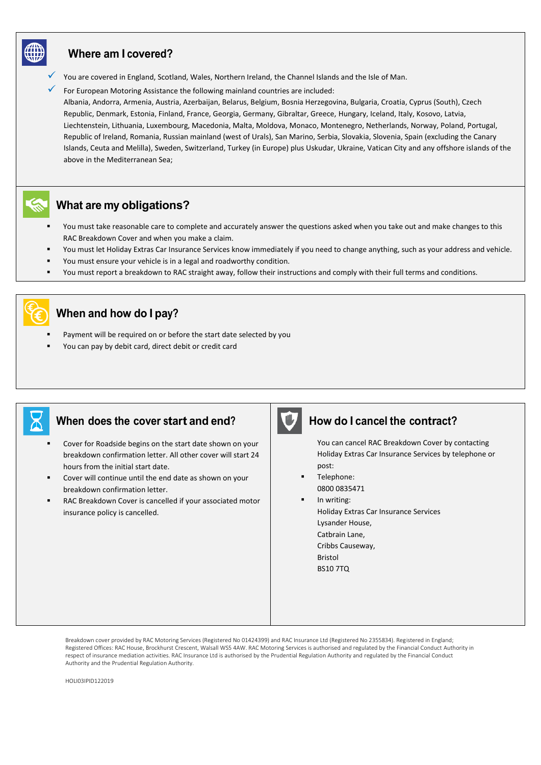## Where am I covered?

- ✓ You are covered in England, Scotland, Wales, Northern Ireland, the Channel Islands and the Isle of Man.
- ✓ For European Motoring Assistance the following mainland countries are included:
  Albania, Andorra, Armenia, Austria, Azerbaijan, Belarus, Belgium, Bosnia Herzegovina, Bulgaria, Croatia, Cyprus (South), Czech Republic, Denmark, Estonia, Finland, France, Georgia, Germany, Gibraltar, Greece, Hungary, Iceland, Italy, Kosovo, Latvia, Liechtenstein, Lithuania, Luxembourg, Macedonia, Malta, Moldova, Monaco, Montenegro, Netherlands, Norway, Poland, Portugal, Republic of Ireland, Romania, Russian mainland (west of Urals), San Marino, Serbia, Slovakia, Slovenia, Spain (excluding the Canary Islands, Ceuta and Melilla), Sweden, Switzerland, Turkey (in Europe) plus Uskudar, Ukraine, Vatican City and any offshore islands of the above in the Mediterranean Sea;

## What are my obligations?

- You must take reasonable care to complete and accurately answer the questions asked when you take out and make changes to this RAC Breakdown Cover and when you make a claim.
- You must let Holiday Extras Car Insurance Services know immediately if you need to change anything, such as your address and vehicle.
- You must ensure your vehicle is in a legal and roadworthy condition.
- You must report a breakdown to RAC straight away, follow their instructions and comply with their full terms and conditions.

## When and how do I pay?

- Payment will be required on or before the start date selected by you
- You can pay by debit card, direct debit or credit card

## When does the cover start and end?

- Cover for Roadside begins on the start date shown on your breakdown confirmation letter. All other cover will start 24 hours from the initial start date.
- Cover will continue until the end date as shown on your breakdown confirmation letter.
- RAC Breakdown Cover is cancelled if your associated motor insurance policy is cancelled.

## How do I cancel the contract?

You can cancel RAC Breakdown Cover by contacting Holiday Extras Car Insurance Services by telephone or post:

- Telephone:
  0800 0835471
- In writing:
  Holiday Extras Car Insurance Services
  Lysander House,
  Catbrain Lane,
  Cribbs Causeway,
  Bristol
  BS10 7TQ

Breakdown cover provided by RAC Motoring Services (Registered No 01424399) and RAC Insurance Ltd (Registered No 2355834). Registered in England; Registered Offices: RAC House, Brockhurst Crescent, Walsall WS5 4AW. RAC Motoring Services is authorised and regulated by the Financial Conduct Authority in respect of insurance mediation activities. RAC Insurance Ltd is authorised by the Prudential Regulation Authority and regulated by the Financial Conduct Authority and the Prudential Regulation Authority.

HOLI03IPID122019